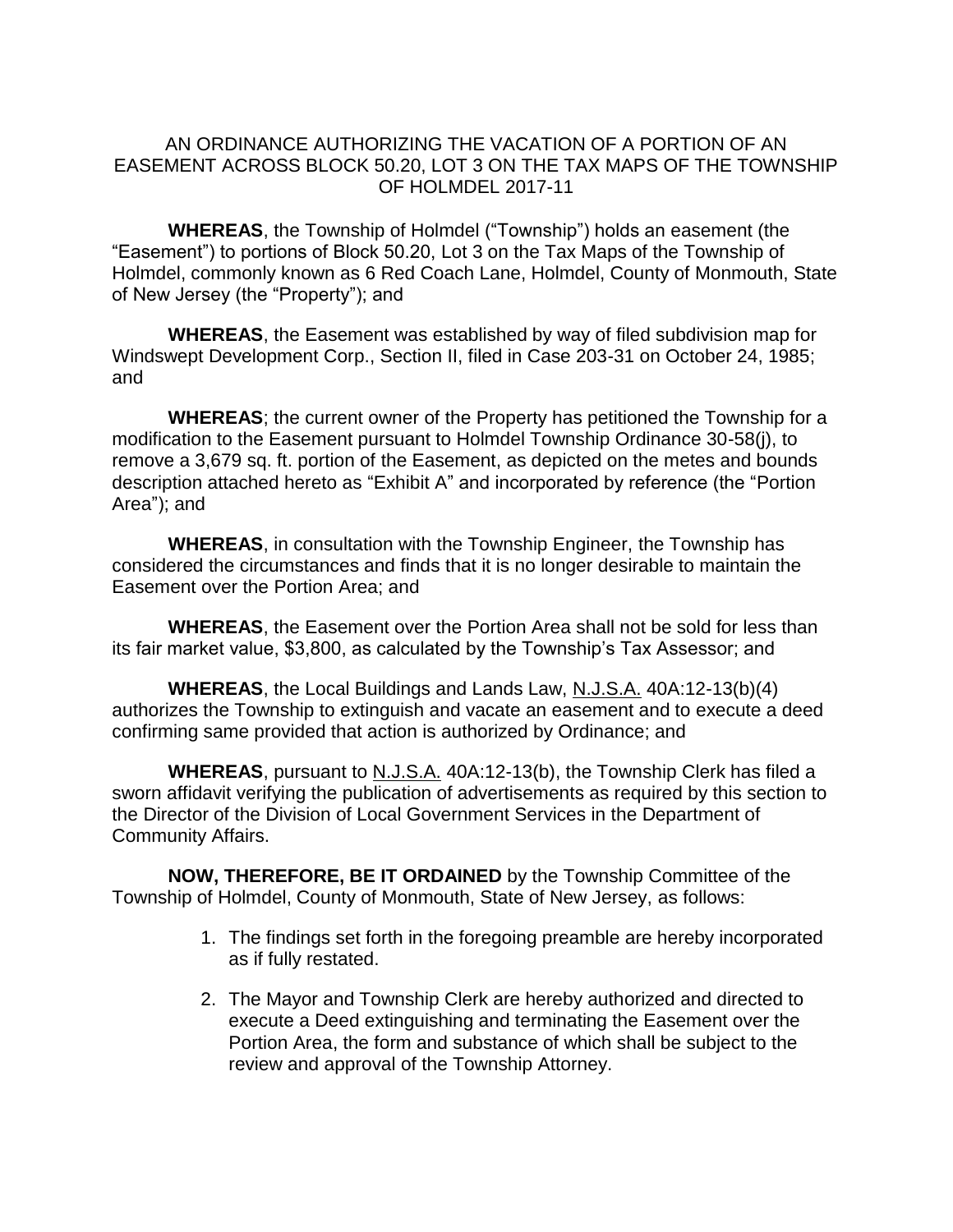# AN ORDINANCE AUTHORIZING THE VACATION OF A PORTION OF AN EASEMENT ACROSS BLOCK 50.20, LOT 3 ON THE TAX MAPS OF THE TOWNSHIP OF HOLMDEL 2017-11

**WHEREAS**, the Township of Holmdel ("Township") holds an easement (the "Easement") to portions of Block 50.20, Lot 3 on the Tax Maps of the Township of Holmdel, commonly known as 6 Red Coach Lane, Holmdel, County of Monmouth, State of New Jersey (the "Property"); and

**WHEREAS**, the Easement was established by way of filed subdivision map for Windswept Development Corp., Section II, filed in Case 203-31 on October 24, 1985; and

**WHEREAS**; the current owner of the Property has petitioned the Township for a modification to the Easement pursuant to Holmdel Township Ordinance 30-58(j), to remove a 3,679 sq. ft. portion of the Easement, as depicted on the metes and bounds description attached hereto as "Exhibit A" and incorporated by reference (the "Portion Area"); and

**WHEREAS**, in consultation with the Township Engineer, the Township has considered the circumstances and finds that it is no longer desirable to maintain the Easement over the Portion Area; and

**WHEREAS**, the Easement over the Portion Area shall not be sold for less than its fair market value, $3,800, as calculated by the Township's Tax Assessor; and

**WHEREAS**, the Local Buildings and Lands Law, N.J.S.A. 40A:12-13(b)(4) authorizes the Township to extinguish and vacate an easement and to execute a deed confirming same provided that action is authorized by Ordinance; and

**WHEREAS**, pursuant to N.J.S.A. 40A:12-13(b), the Township Clerk has filed a sworn affidavit verifying the publication of advertisements as required by this section to the Director of the Division of Local Government Services in the Department of Community Affairs.

**NOW, THEREFORE, BE IT ORDAINED** by the Township Committee of the Township of Holmdel, County of Monmouth, State of New Jersey, as follows:

1. The findings set forth in the foregoing preamble are hereby incorporated as if fully restated.
2. The Mayor and Township Clerk are hereby authorized and directed to execute a Deed extinguishing and terminating the Easement over the Portion Area, the form and substance of which shall be subject to the review and approval of the Township Attorney.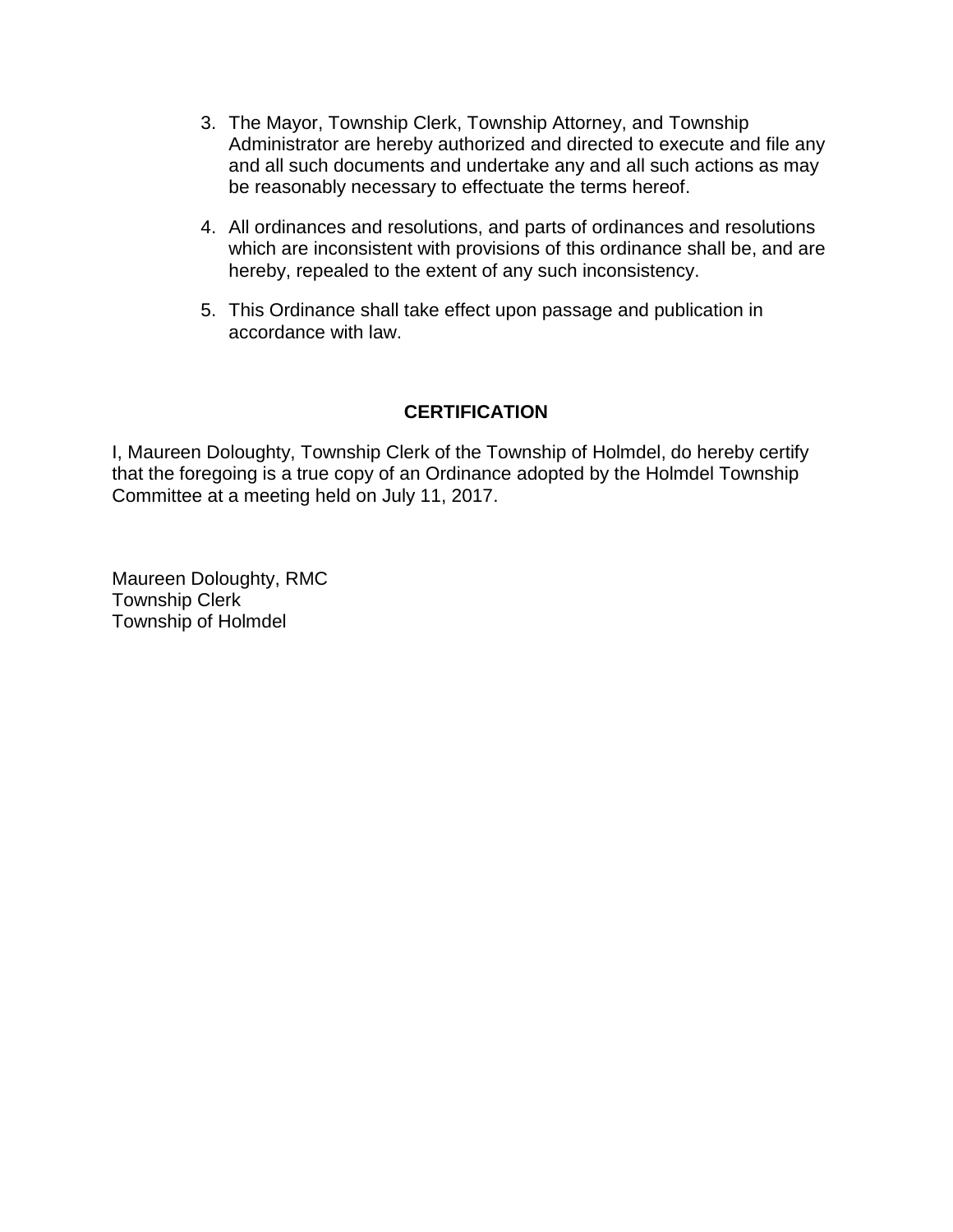3. The Mayor, Township Clerk, Township Attorney, and Township Administrator are hereby authorized and directed to execute and file any and all such documents and undertake any and all such actions as may be reasonably necessary to effectuate the terms hereof.

4. All ordinances and resolutions, and parts of ordinances and resolutions which are inconsistent with provisions of this ordinance shall be, and are hereby, repealed to the extent of any such inconsistency.

5. This Ordinance shall take effect upon passage and publication in accordance with law.

**CERTIFICATION**

I, Maureen Doloughty, Township Clerk of the Township of Holmdel, do hereby certify that the foregoing is a true copy of an Ordinance adopted by the Holmdel Township Committee at a meeting held on July 11, 2017.

Maureen Doloughty, RMC
Township Clerk
Township of Holmdel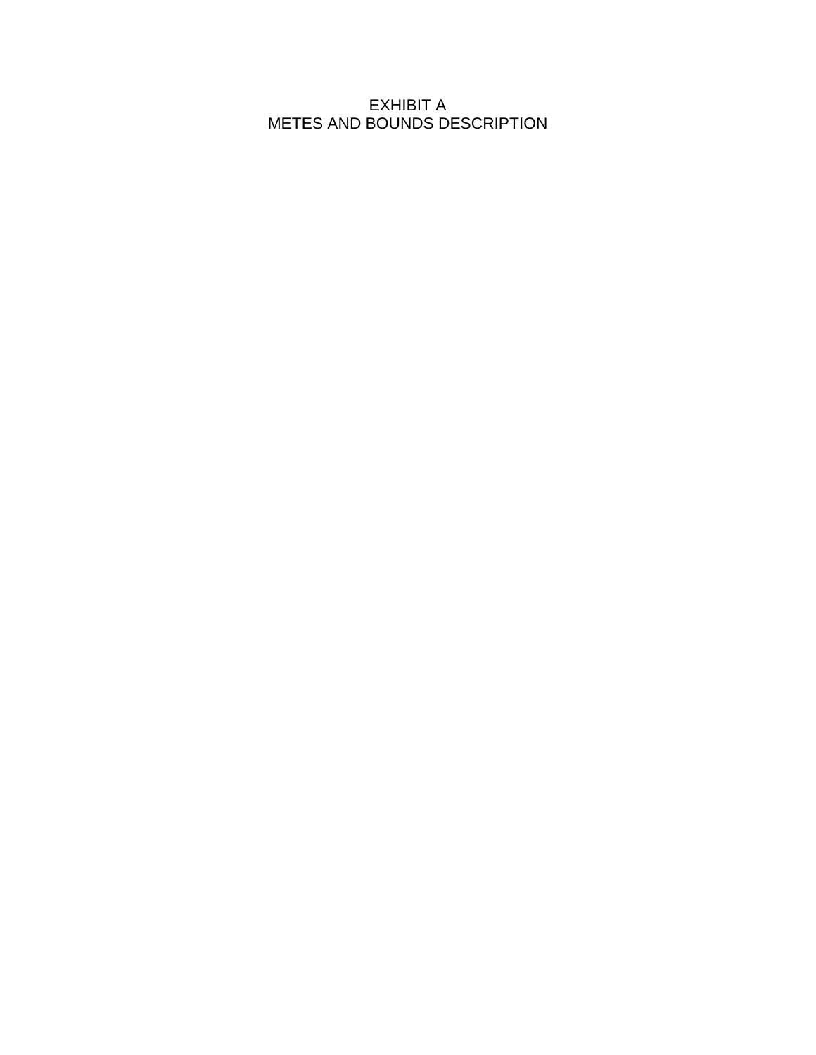# EXHIBIT A
# METES AND BOUNDS DESCRIPTION